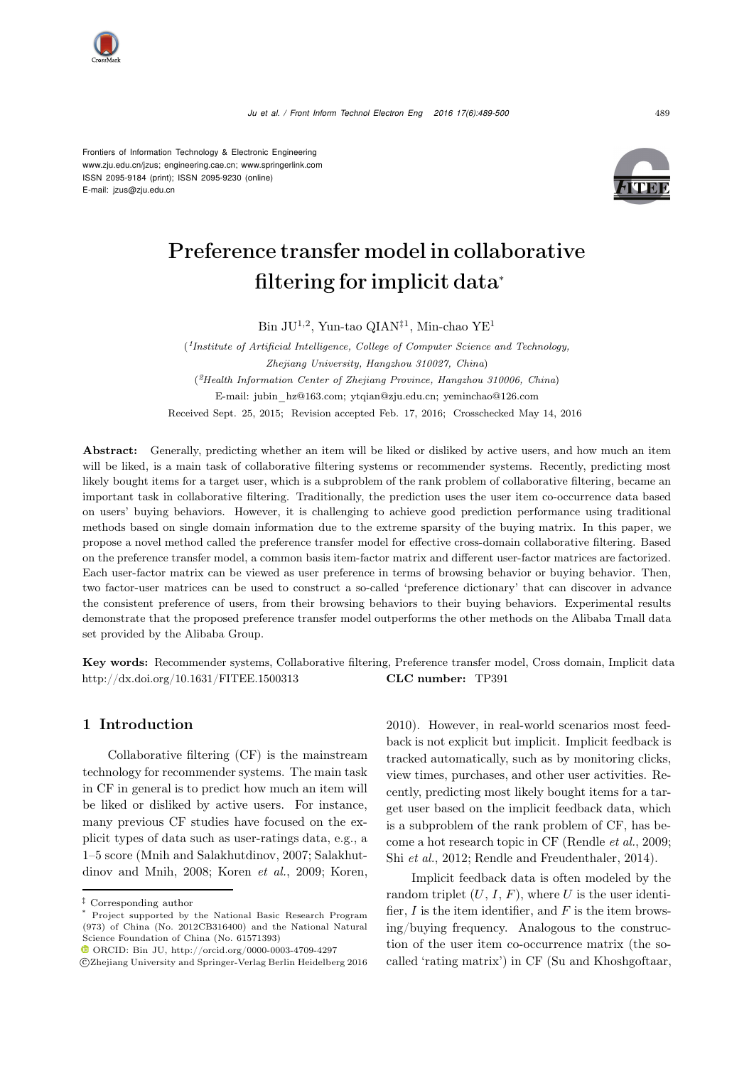Frontiers of Information Technology & Electronic Engineering
www.zju.edu.cn/jzus; engineering.cae.cn; www.springerlink.com
ISSN 2095-9184 (print); ISSN 2095-9230 (online)
E-mail: jzus@zju.edu.cn

# Preference transfer model in collaborative filtering for implicit data*

Bin JU[1,2], Yun-tao QIAN[‡1], Min-chao YE[1]

([1]*Institute of Artificial Intelligence, College of Computer Science and Technology, Zhejiang University, Hangzhou 310027, China*)

([2]*Health Information Center of Zhejiang Province, Hangzhou 310006, China*)

E-mail: jubin_hz@163.com; ytqian@zju.edu.cn; yeminchao@126.com

Received Sept. 25, 2015; Revision accepted Feb. 17, 2016; Crosschecked May 14, 2016

**Abstract:** Generally, predicting whether an item will be liked or disliked by active users, and how much an item will be liked, is a main task of collaborative filtering systems or recommender systems. Recently, predicting most likely bought items for a target user, which is a subproblem of the rank problem of collaborative filtering, became an important task in collaborative filtering. Traditionally, the prediction uses the user item co-occurrence data based on users' buying behaviors. However, it is challenging to achieve good prediction performance using traditional methods based on single domain information due to the extreme sparsity of the buying matrix. In this paper, we propose a novel method called the preference transfer model for effective cross-domain collaborative filtering. Based on the preference transfer model, a common basis item-factor matrix and different user-factor matrices are factorized. Each user-factor matrix can be viewed as user preference in terms of browsing behavior or buying behavior. Then, two factor-user matrices can be used to construct a so-called 'preference dictionary' that can discover in advance the consistent preference of users, from their browsing behaviors to their buying behaviors. Experimental results demonstrate that the proposed preference transfer model outperforms the other methods on the Alibaba Tmall data set provided by the Alibaba Group.

**Key words:** Recommender systems, Collaborative filtering, Preference transfer model, Cross domain, Implicit data
http://dx.doi.org/10.1631/FITEE.1500313 **CLC number:** TP391

## 1 Introduction

Collaborative filtering (CF) is the mainstream technology for recommender systems. The main task in CF in general is to predict how much an item will be liked or disliked by active users. For instance, many previous CF studies have focused on the explicit types of data such as user-ratings data, e.g., a 1–5 score (Mnih and Salakhutdinov, 2007; Salakhutdinov and Mnih, 2008; Koren *et al.*, 2009; Koren, 2010). However, in real-world scenarios most feedback is not explicit but implicit. Implicit feedback is tracked automatically, such as by monitoring clicks, view times, purchases, and other user activities. Recently, predicting most likely bought items for a target user based on the implicit feedback data, which is a subproblem of the rank problem of CF, has become a hot research topic in CF (Rendle *et al.*, 2009; Shi *et al.*, 2012; Rendle and Freudenthaler, 2014).

Implicit feedback data is often modeled by the random triplet ($U$, $I$, $F$), where $U$ is the user identifier, $I$ is the item identifier, and $F$ is the item browsing/buying frequency. Analogous to the construction of the user item co-occurrence matrix (the so-called 'rating matrix') in CF (Su and Khoshgoftaar,

‡ Corresponding author

\* Project supported by the National Basic Research Program (973) of China (No. 2012CB316400) and the National Natural Science Foundation of China (No. 61571393)

ORCID: Bin JU, http://orcid.org/0000-0003-4709-4297

©Zhejiang University and Springer-Verlag Berlin Heidelberg 2016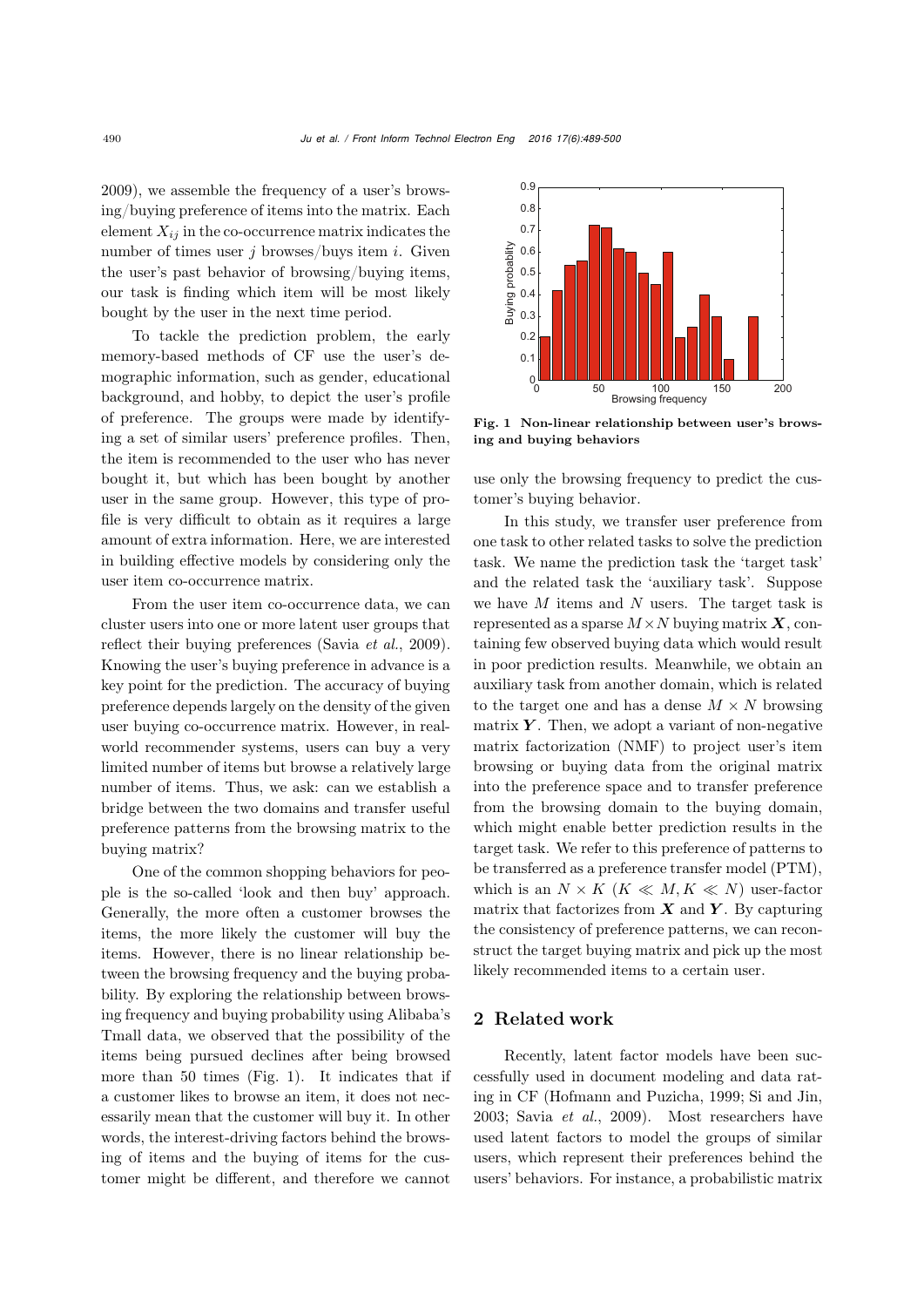2009), we assemble the frequency of a user's browsing/buying preference of items into the matrix. Each element $X_{ij}$ in the co-occurrence matrix indicates the number of times user $j$ browses/buys item $i$. Given the user's past behavior of browsing/buying items, our task is finding which item will be most likely bought by the user in the next time period.

To tackle the prediction problem, the early memory-based methods of CF use the user's demographic information, such as gender, educational background, and hobby, to depict the user's profile of preference. The groups were made by identifying a set of similar users' preference profiles. Then, the item is recommended to the user who has never bought it, but which has been bought by another user in the same group. However, this type of profile is very difficult to obtain as it requires a large amount of extra information. Here, we are interested in building effective models by considering only the user item co-occurrence matrix.

From the user item co-occurrence data, we can cluster users into one or more latent user groups that reflect their buying preferences (Savia *et al.*, 2009). Knowing the user's buying preference in advance is a key point for the prediction. The accuracy of buying preference depends largely on the density of the given user buying co-occurrence matrix. However, in real-world recommender systems, users can buy a very limited number of items but browse a relatively large number of items. Thus, we ask: can we establish a bridge between the two domains and transfer useful preference patterns from the browsing matrix to the buying matrix?

One of the common shopping behaviors for people is the so-called 'look and then buy' approach. Generally, the more often a customer browses the items, the more likely the customer will buy the items. However, there is no linear relationship between the browsing frequency and the buying probability. By exploring the relationship between browsing frequency and buying probability using Alibaba's Tmall data, we observed that the possibility of the items being pursued declines after being browsed more than 50 times (Fig. 1). It indicates that if a customer likes to browse an item, it does not necessarily mean that the customer will buy it. In other words, the interest-driving factors behind the browsing of items and the buying of items for the customer might be different, and therefore we cannot use only the browsing frequency to predict the customer's buying behavior.

Buying probability
0.9
0.8
0.7
0.6
0.5
0.4
0.3
0.2
0.1
0
0 50 100 150 200
Browsing frequency

**Fig. 1 Non-linear relationship between user's browsing and buying behaviors**

In this study, we transfer user preference from one task to other related tasks to solve the prediction task. We name the prediction task the 'target task' and the related task the 'auxiliary task'. Suppose we have $M$ items and $N$ users. The target task is represented as a sparse $M \times N$ buying matrix $\boldsymbol{X}$, containing few observed buying data which would result in poor prediction results. Meanwhile, we obtain an auxiliary task from another domain, which is related to the target one and has a dense $M \times N$ browsing matrix $\boldsymbol{Y}$. Then, we adopt a variant of non-negative matrix factorization (NMF) to project user's item browsing or buying data from the original matrix into the preference space and to transfer preference from the browsing domain to the buying domain, which might enable better prediction results in the target task. We refer to this preference of patterns to be transferred as a preference transfer model (PTM), which is an $N \times K$ ($K \ll M, K \ll N$) user-factor matrix that factorizes from $\boldsymbol{X}$ and $\boldsymbol{Y}$. By capturing the consistency of preference patterns, we can reconstruct the target buying matrix and pick up the most likely recommended items to a certain user.

## 2 Related work

Recently, latent factor models have been successfully used in document modeling and data rating in CF (Hofmann and Puzicha, 1999; Si and Jin, 2003; Savia *et al.*, 2009). Most researchers have used latent factors to model the groups of similar users, which represent their preferences behind the users' behaviors. For instance, a probabilistic matrix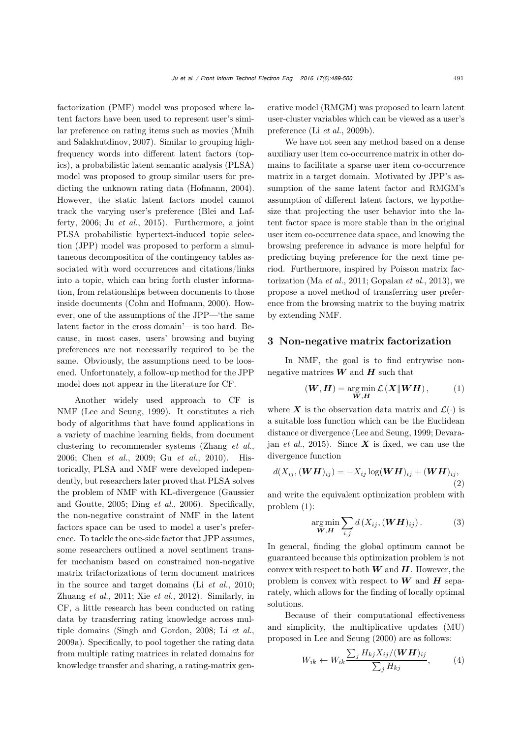factorization (PMF) model was proposed where latent factors have been used to represent user's similar preference on rating items such as movies (Mnih and Salakhutdinov, 2007). Similar to grouping high-frequency words into different latent factors (topics), a probabilistic latent semantic analysis (PLSA) model was proposed to group similar users for predicting the unknown rating data (Hofmann, 2004). However, the static latent factors model cannot track the varying user's preference (Blei and Lafferty, 2006; Ju *et al.*, 2015). Furthermore, a joint PLSA probabilistic hypertext-induced topic selection (JPP) model was proposed to perform a simultaneous decomposition of the contingency tables associated with word occurrences and citations/links into a topic, which can bring forth cluster information, from relationships between documents to those inside documents (Cohn and Hofmann, 2000). However, one of the assumptions of the JPP—'the same latent factor in the cross domain'—is too hard. Because, in most cases, users' browsing and buying preferences are not necessarily required to be the same. Obviously, the assumptions need to be loosened. Unfortunately, a follow-up method for the JPP model does not appear in the literature for CF.

Another widely used approach to CF is NMF (Lee and Seung, 1999). It constitutes a rich body of algorithms that have found applications in a variety of machine learning fields, from document clustering to recommender systems (Zhang *et al.*, 2006; Chen *et al.*, 2009; Gu *et al.*, 2010). Historically, PLSA and NMF were developed independently, but researchers later proved that PLSA solves the problem of NMF with KL-divergence (Gaussier and Goutte, 2005; Ding *et al.*, 2006). Specifically, the non-negative constraint of NMF in the latent factors space can be used to model a user's preference. To tackle the one-side factor that JPP assumes, some researchers outlined a novel sentiment transfer mechanism based on constrained non-negative matrix trifactorizations of term document matrices in the source and target domains (Li *et al.*, 2010; Zhuang *et al.*, 2011; Xie *et al.*, 2012). Similarly, in CF, a little research has been conducted on rating data by transferring rating knowledge across multiple domains (Singh and Gordon, 2008; Li *et al.*, 2009a). Specifically, to pool together the rating data from multiple rating matrices in related domains for knowledge transfer and sharing, a rating-matrix generative model (RMGM) was proposed to learn latent user-cluster variables which can be viewed as a user's preference (Li *et al.*, 2009b).

We have not seen any method based on a dense auxiliary user item co-occurrence matrix in other domains to facilitate a sparse user item co-occurrence matrix in a target domain. Motivated by JPP's assumption of the same latent factor and RMGM's assumption of different latent factors, we hypothesize that projecting the user behavior into the latent factor space is more stable than in the original user item co-occurrence data space, and knowing the browsing preference in advance is more helpful for predicting buying preference for the next time period. Furthermore, inspired by Poisson matrix factorization (Ma *et al.*, 2011; Gopalan *et al.*, 2013), we propose a novel method of transferring user preference from the browsing matrix to the buying matrix by extending NMF.

## 3 Non-negative matrix factorization

In NMF, the goal is to find entrywise non-negative matrices $\boldsymbol{W}$ and $\boldsymbol{H}$ such that

$$(\boldsymbol{W}, \boldsymbol{H}) = \underset{\boldsymbol{W}, \boldsymbol{H}}{\arg\min}\, \mathcal{L}\left(\boldsymbol{X} \| \boldsymbol{W}\boldsymbol{H}\right), \tag{1}$$

where $\boldsymbol{X}$ is the observation data matrix and $\mathcal{L}(\cdot)$ is a suitable loss function which can be the Euclidean distance or divergence (Lee and Seung, 1999; Devarajan *et al.*, 2015). Since $\boldsymbol{X}$ is fixed, we can use the divergence function

$$d(X_{ij}, (\boldsymbol{W}\boldsymbol{H})_{ij}) = -X_{ij} \log(\boldsymbol{W}\boldsymbol{H})_{ij} + (\boldsymbol{W}\boldsymbol{H})_{ij}, \tag{2}$$

and write the equivalent optimization problem with problem (1):

$$\underset{\boldsymbol{W}, \boldsymbol{H}}{\arg\min} \sum_{i,j} d\left(X_{ij}, (\boldsymbol{W}\boldsymbol{H})_{ij}\right). \tag{3}$$

In general, finding the global optimum cannot be guaranteed because this optimization problem is not convex with respect to both $\boldsymbol{W}$ and $\boldsymbol{H}$. However, the problem is convex with respect to $\boldsymbol{W}$ and $\boldsymbol{H}$ separately, which allows for the finding of locally optimal solutions.

Because of their computational effectiveness and simplicity, the multiplicative updates (MU) proposed in Lee and Seung (2000) are as follows:

$$W_{ik} \leftarrow W_{ik} \frac{\sum_j H_{kj} X_{ij} / (\boldsymbol{W}\boldsymbol{H})_{ij}}{\sum_j H_{kj}}, \tag{4}$$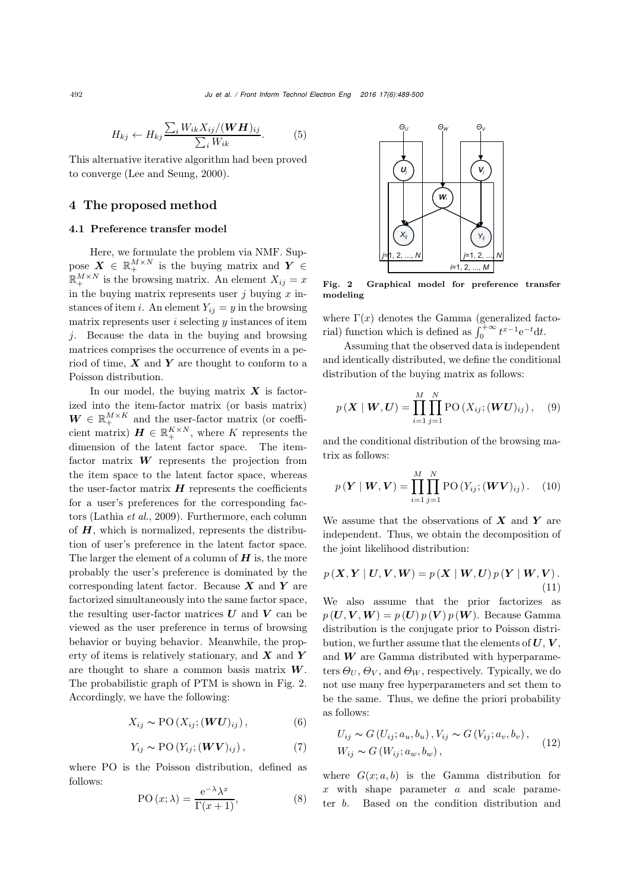$$H_{kj} \leftarrow H_{kj} \frac{\sum_i W_{ik} X_{ij} / (\boldsymbol{W}\boldsymbol{H})_{ij}}{\sum_i W_{ik}}. \tag{5}$$

This alternative iterative algorithm had been proved to converge (Lee and Seung, 2000).

## 4 The proposed method

### 4.1 Preference transfer model

Here, we formulate the problem via NMF. Suppose $\boldsymbol{X} \in \mathbb{R}_+^{M \times N}$ is the buying matrix and $\boldsymbol{Y} \in \mathbb{R}_+^{M \times N}$ is the browsing matrix. An element $X_{ij} = x$ in the buying matrix represents user $j$ buying $x$ instances of item $i$. An element $Y_{ij} = y$ in the browsing matrix represents user $i$ selecting $y$ instances of item $j$. Because the data in the buying and browsing matrices comprises the occurrence of events in a period of time, $\boldsymbol{X}$ and $\boldsymbol{Y}$ are thought to conform to a Poisson distribution.

In our model, the buying matrix $\boldsymbol{X}$ is factorized into the item-factor matrix (or basis matrix) $\boldsymbol{W} \in \mathbb{R}_+^{M \times K}$ and the user-factor matrix (or coefficient matrix) $\boldsymbol{H} \in \mathbb{R}_+^{K \times N}$, where $K$ represents the dimension of the latent factor space. The item-factor matrix $\boldsymbol{W}$ represents the projection from the item space to the latent factor space, whereas the user-factor matrix $\boldsymbol{H}$ represents the coefficients for a user's preferences for the corresponding factors (Lathia *et al.*, 2009). Furthermore, each column of $\boldsymbol{H}$, which is normalized, represents the distribution of user's preference in the latent factor space. The larger the element of a column of $\boldsymbol{H}$ is, the more probably the user's preference is dominated by the corresponding latent factor. Because $\boldsymbol{X}$ and $\boldsymbol{Y}$ are factorized simultaneously into the same factor space, the resulting user-factor matrices $\boldsymbol{U}$ and $\boldsymbol{V}$ can be viewed as the user preference in terms of browsing behavior or buying behavior. Meanwhile, the property of items is relatively stationary, and $\boldsymbol{X}$ and $\boldsymbol{Y}$ are thought to share a common basis matrix $\boldsymbol{W}$. The probabilistic graph of PTM is shown in Fig. 2. Accordingly, we have the following:

$$X_{ij} \sim \mathrm{PO}\left(X_{ij}; (\boldsymbol{W}\boldsymbol{U})_{ij}\right), \tag{6}$$

$$Y_{ij} \sim \mathrm{PO}\left(Y_{ij}; (\boldsymbol{W}\boldsymbol{V})_{ij}\right), \tag{7}$$

where PO is the Poisson distribution, defined as follows:

$$\mathrm{PO}\left(x; \lambda\right) = \frac{\mathrm{e}^{-\lambda} \lambda^x}{\Gamma(x+1)}, \tag{8}$$

**Fig. 2 Graphical model for preference transfer modeling**

where $\Gamma(x)$ denotes the Gamma (generalized factorial) function which is defined as $\int_0^{+\infty} t^{x-1} \mathrm{e}^{-t} \mathrm{d}t$.

Assuming that the observed data is independent and identically distributed, we define the conditional distribution of the buying matrix as follows:

$$p\left(\boldsymbol{X} \mid \boldsymbol{W}, \boldsymbol{U}\right) = \prod_{i=1}^{M} \prod_{j=1}^{N} \mathrm{PO}\left(X_{ij}; (\boldsymbol{W}\boldsymbol{U})_{ij}\right), \tag{9}$$

and the conditional distribution of the browsing matrix as follows:

$$p\left(\boldsymbol{Y} \mid \boldsymbol{W}, \boldsymbol{V}\right) = \prod_{i=1}^{M} \prod_{j=1}^{N} \mathrm{PO}\left(Y_{ij}; (\boldsymbol{W}\boldsymbol{V})_{ij}\right). \tag{10}$$

We assume that the observations of $\boldsymbol{X}$ and $\boldsymbol{Y}$ are independent. Thus, we obtain the decomposition of the joint likelihood distribution:

$$p\left(\boldsymbol{X}, \boldsymbol{Y} \mid \boldsymbol{U}, \boldsymbol{V}, \boldsymbol{W}\right) = p\left(\boldsymbol{X} \mid \boldsymbol{W}, \boldsymbol{U}\right) p\left(\boldsymbol{Y} \mid \boldsymbol{W}, \boldsymbol{V}\right). \tag{11}$$

We also assume that the prior factorizes as $p\left(\boldsymbol{U}, \boldsymbol{V}, \boldsymbol{W}\right) = p\left(\boldsymbol{U}\right) p\left(\boldsymbol{V}\right) p\left(\boldsymbol{W}\right)$. Because Gamma distribution is the conjugate prior to Poisson distribution, we further assume that the elements of $\boldsymbol{U}$, $\boldsymbol{V}$, and $\boldsymbol{W}$ are Gamma distributed with hyperparameters $\Theta_U$, $\Theta_V$, and $\Theta_W$, respectively. Typically, we do not use many free hyperparameters and set them to be the same. Thus, we define the priori probability as follows:

$$\begin{aligned} & U_{ij} \sim G\left(U_{ij}; a_u, b_u\right), V_{ij} \sim G\left(V_{ij}; a_v, b_v\right), \\ & W_{ij} \sim G\left(W_{ij}; a_w, b_w\right), \end{aligned} \tag{12}$$

where $G(x; a, b)$ is the Gamma distribution for $x$ with shape parameter $a$ and scale parameter $b$. Based on the condition distribution and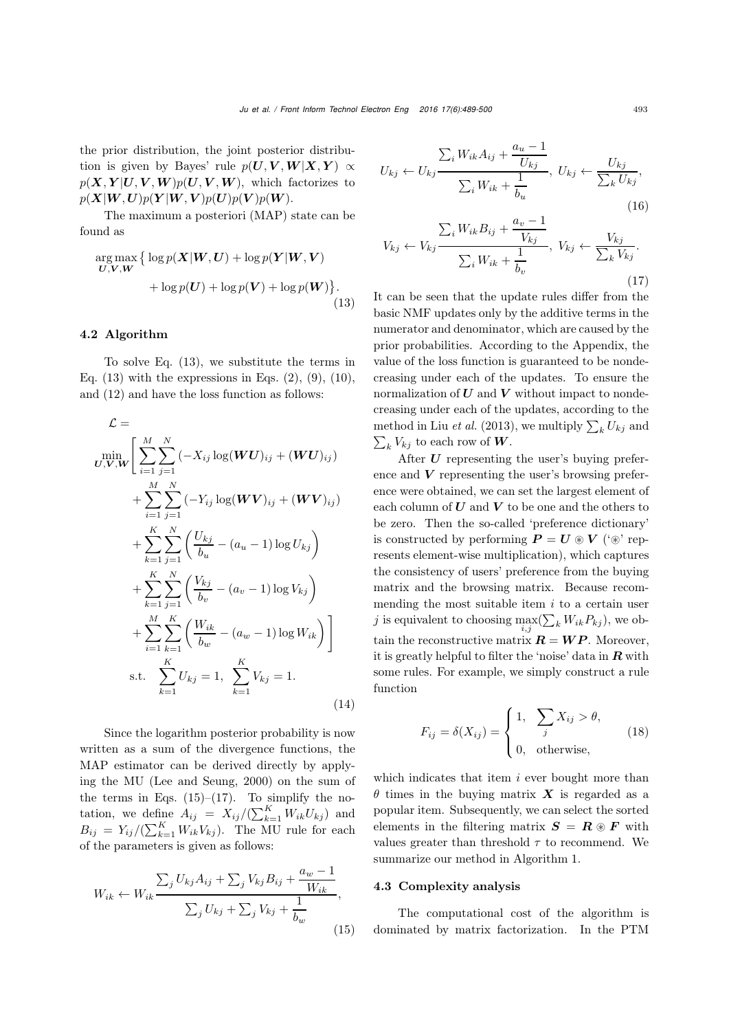the prior distribution, the joint posterior distribution is given by Bayes' rule $p(\boldsymbol{U},\boldsymbol{V},\boldsymbol{W}|\boldsymbol{X},\boldsymbol{Y}) \propto p(\boldsymbol{X},\boldsymbol{Y}|\boldsymbol{U},\boldsymbol{V},\boldsymbol{W})p(\boldsymbol{U},\boldsymbol{V},\boldsymbol{W})$, which factorizes to $p(\boldsymbol{X}|\boldsymbol{W},\boldsymbol{U})p(\boldsymbol{Y}|\boldsymbol{W},\boldsymbol{V})p(\boldsymbol{U})p(\boldsymbol{V})p(\boldsymbol{W})$.

The maximum a posteriori (MAP) state can be found as

$$\arg\max_{\boldsymbol{U},\boldsymbol{V},\boldsymbol{W}} \big\{ \log p(\boldsymbol{X}|\boldsymbol{W},\boldsymbol{U}) + \log p(\boldsymbol{Y}|\boldsymbol{W},\boldsymbol{V}) + \log p(\boldsymbol{U}) + \log p(\boldsymbol{V}) + \log p(\boldsymbol{W}) \big\}. \tag{13}$$

### 4.2 Algorithm

To solve Eq. (13), we substitute the terms in Eq. (13) with the expressions in Eqs. (2), (9), (10), and (12) and have the loss function as follows:

$$\begin{aligned}
\mathcal{L} = & \\
\min_{\boldsymbol{U},\boldsymbol{V},\boldsymbol{W}} & \Bigg[ \sum_{i=1}^{M}\sum_{j=1}^{N} \left(-X_{ij}\log(\boldsymbol{WU})_{ij} + (\boldsymbol{WU})_{ij}\right) \\
& + \sum_{i=1}^{M}\sum_{j=1}^{N} \left(-Y_{ij}\log(\boldsymbol{WV})_{ij} + (\boldsymbol{WV})_{ij}\right) \\
& + \sum_{k=1}^{K}\sum_{j=1}^{N} \left(\frac{U_{kj}}{b_u} - (a_u-1)\log U_{kj}\right) \\
& + \sum_{k=1}^{K}\sum_{j=1}^{N} \left(\frac{V_{kj}}{b_v} - (a_v-1)\log V_{kj}\right) \\
& + \sum_{i=1}^{M}\sum_{k=1}^{K} \left(\frac{W_{ik}}{b_w} - (a_w-1)\log W_{ik}\right) \Bigg] \\
\text{s.t.} & \quad \sum_{k=1}^{K} U_{kj} = 1, \ \sum_{k=1}^{K} V_{kj} = 1.
\end{aligned} \tag{14}$$

Since the logarithm posterior probability is now written as a sum of the divergence functions, the MAP estimator can be derived directly by applying the MU (Lee and Seung, 2000) on the sum of the terms in Eqs. (15)–(17). To simplify the notation, we define $A_{ij} = X_{ij}/(\sum_{k=1}^{K} W_{ik}U_{kj})$ and $B_{ij} = Y_{ij}/(\sum_{k=1}^{K} W_{ik}V_{kj})$. The MU rule for each of the parameters is given as follows:

$$W_{ik} \leftarrow W_{ik}\frac{\sum_j U_{kj}A_{ij} + \sum_j V_{kj}B_{ij} + \dfrac{a_w-1}{W_{ik}}}{\sum_j U_{kj} + \sum_j V_{kj} + \dfrac{1}{b_w}}, \tag{15}$$

$$U_{kj} \leftarrow U_{kj}\frac{\sum_i W_{ik}A_{ij} + \dfrac{a_u-1}{U_{kj}}}{\sum_i W_{ik} + \dfrac{1}{b_u}}, \ U_{kj} \leftarrow \frac{U_{kj}}{\sum_k U_{kj}}, \tag{16}$$

$$V_{kj} \leftarrow V_{kj}\frac{\sum_i W_{ik}B_{ij} + \dfrac{a_v-1}{V_{kj}}}{\sum_i W_{ik} + \dfrac{1}{b_v}}, \ V_{kj} \leftarrow \frac{V_{kj}}{\sum_k V_{kj}}. \tag{17}$$

It can be seen that the update rules differ from the basic NMF updates only by the additive terms in the numerator and denominator, which are caused by the prior probabilities. According to the Appendix, the value of the loss function is guaranteed to be nondecreasing under each of the updates. To ensure the normalization of $\boldsymbol{U}$ and $\boldsymbol{V}$ without impact to nondecreasing under each of the updates, according to the method in Liu *et al.* (2013), we multiply $\sum_k U_{kj}$ and $\sum_k V_{kj}$ to each row of $\boldsymbol{W}$.

After $\boldsymbol{U}$ representing the user's buying preference and $\boldsymbol{V}$ representing the user's browsing preference were obtained, we can set the largest element of each column of $\boldsymbol{U}$ and $\boldsymbol{V}$ to be one and the others to be zero. Then the so-called 'preference dictionary' is constructed by performing $\boldsymbol{P} = \boldsymbol{U} \circledast \boldsymbol{V}$ ('$\circledast$' represents element-wise multiplication), which captures the consistency of users' preference from the buying matrix and the browsing matrix. Because recommending the most suitable item $i$ to a certain user $j$ is equivalent to choosing $\max_{i,j}(\sum_k W_{ik}P_{kj})$, we obtain the reconstructive matrix $\boldsymbol{R} = \boldsymbol{WP}$. Moreover, it is greatly helpful to filter the 'noise' data in $\boldsymbol{R}$ with some rules. For example, we simply construct a rule function

$$F_{ij} = \delta(X_{ij}) = \begin{cases} 1, & \sum_j X_{ij} > \theta, \\ 0, & \text{otherwise}, \end{cases} \tag{18}$$

which indicates that item $i$ ever bought more than $\theta$ times in the buying matrix $\boldsymbol{X}$ is regarded as a popular item. Subsequently, we can select the sorted elements in the filtering matrix $\boldsymbol{S} = \boldsymbol{R} \circledast \boldsymbol{F}$ with values greater than threshold $\tau$ to recommend. We summarize our method in Algorithm 1.

### 4.3 Complexity analysis

The computational cost of the algorithm is dominated by matrix factorization. In the PTM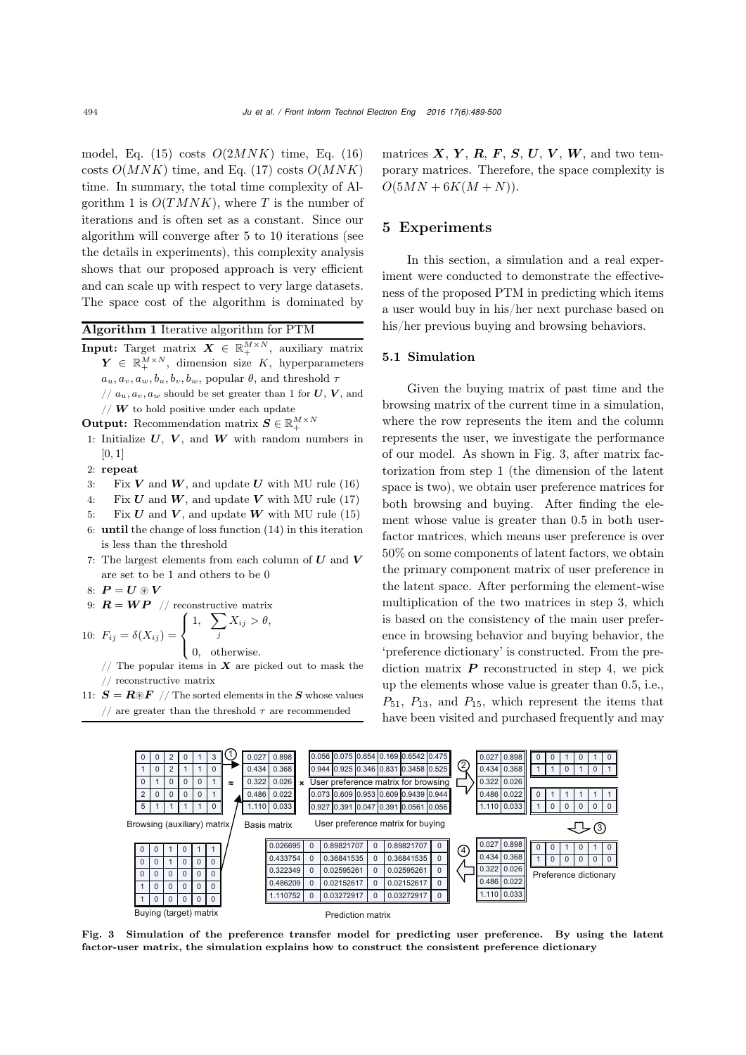model, Eq. (15) costs $O(2MNK)$ time, Eq. (16) costs $O(MNK)$ time, and Eq. (17) costs $O(MNK)$ time. In summary, the total time complexity of Algorithm 1 is $O(TMNK)$, where $T$ is the number of iterations and is often set as a constant. Since our algorithm will converge after 5 to 10 iterations (see the details in experiments), this complexity analysis shows that our proposed approach is very efficient and can scale up with respect to very large datasets. The space cost of the algorithm is dominated by matrices $\boldsymbol{X}$, $\boldsymbol{Y}$, $\boldsymbol{R}$, $\boldsymbol{F}$, $\boldsymbol{S}$, $\boldsymbol{U}$, $\boldsymbol{V}$, $\boldsymbol{W}$, and two temporary matrices. Therefore, the space complexity is $O(5MN + 6K(M+N))$.

**Algorithm 1** Iterative algorithm for PTM

**Input:** Target matrix $\boldsymbol{X} \in \mathbb{R}_+^{M\times N}$, auxiliary matrix $\boldsymbol{Y} \in \mathbb{R}_+^{M\times N}$, dimension size $K$, hyperparameters $a_u, a_v, a_w, b_u, b_v, b_w$, popular $\theta$, and threshold $\tau$
// $a_u, a_v, a_w$ should be set greater than 1 for $\boldsymbol{U}$, $\boldsymbol{V}$, and
// $\boldsymbol{W}$ to hold positive under each update

**Output:** Recommendation matrix $\boldsymbol{S} \in \mathbb{R}_+^{M\times N}$

1: Initialize $\boldsymbol{U}$, $\boldsymbol{V}$, and $\boldsymbol{W}$ with random numbers in $[0,1]$
2: **repeat**
3: Fix $\boldsymbol{V}$ and $\boldsymbol{W}$, and update $\boldsymbol{U}$ with MU rule (16)
4: Fix $\boldsymbol{U}$ and $\boldsymbol{W}$, and update $\boldsymbol{V}$ with MU rule (17)
5: Fix $\boldsymbol{U}$ and $\boldsymbol{V}$, and update $\boldsymbol{W}$ with MU rule (15)
6: **until** the change of loss function (14) in this iteration is less than the threshold
7: The largest elements from each column of $\boldsymbol{U}$ and $\boldsymbol{V}$ are set to be 1 and others to be 0
8: $\boldsymbol{P} = \boldsymbol{U} \circledast \boldsymbol{V}$
9: $\boldsymbol{R} = \boldsymbol{W}\boldsymbol{P}$ // reconstructive matrix
10: $F_{ij} = \delta(X_{ij}) = \begin{cases} 1, & \sum_j X_{ij} > \theta, \\ 0, & \text{otherwise.} \end{cases}$
// The popular items in $\boldsymbol{X}$ are picked out to mask the
// reconstructive matrix
11: $\boldsymbol{S} = \boldsymbol{R} \circledast \boldsymbol{F}$ // The sorted elements in the $\boldsymbol{S}$ whose values
// are greater than the threshold $\tau$ are recommended

## 5 Experiments

In this section, a simulation and a real experiment were conducted to demonstrate the effectiveness of the proposed PTM in predicting which items a user would buy in his/her next purchase based on his/her previous buying and browsing behaviors.

### 5.1 Simulation

Given the buying matrix of past time and the browsing matrix of the current time in a simulation, where the row represents the item and the column represents the user, we investigate the performance of our model. As shown in Fig. 3, after matrix factorization from step 1 (the dimension of the latent space is two), we obtain user preference matrices for both browsing and buying. After finding the element whose value is greater than 0.5 in both user-factor matrices, which means user preference is over 50% on some components of latent factors, we obtain the primary component matrix of user preference in the latent space. After performing the element-wise multiplication of the two matrices in step 3, which is based on the consistency of the main user preference in browsing behavior and buying behavior, the 'preference dictionary' is constructed. From the prediction matrix $\boldsymbol{P}$ reconstructed in step 4, we pick up the elements whose value is greater than 0.5, i.e., $P_{51}$, $P_{13}$, and $P_{15}$, which represent the items that have been visited and purchased frequently and may

Fig. 3 Simulation of the preference transfer model for predicting user preference. By using the latent factor-user matrix, the simulation explains how to construct the consistent preference dictionary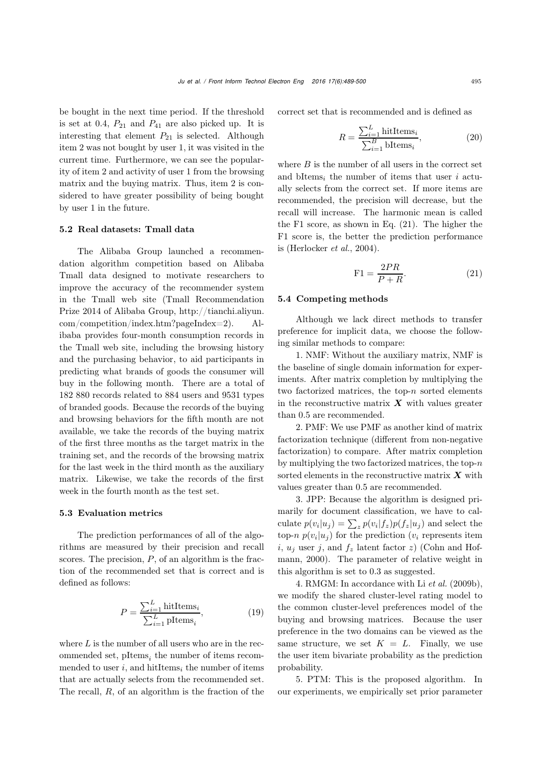be bought in the next time period. If the threshold is set at 0.4, $P_{21}$ and $P_{41}$ are also picked up. It is interesting that element $P_{21}$ is selected. Although item 2 was not bought by user 1, it was visited in the current time. Furthermore, we can see the popularity of item 2 and activity of user 1 from the browsing matrix and the buying matrix. Thus, item 2 is considered to have greater possibility of being bought by user 1 in the future.

### 5.2 Real datasets: Tmall data

The Alibaba Group launched a recommendation algorithm competition based on Alibaba Tmall data designed to motivate researchers to improve the accuracy of the recommender system in the Tmall web site (Tmall Recommendation Prize 2014 of Alibaba Group, http://tianchi.aliyun.com/competition/index.htm?pageIndex=2). Alibaba provides four-month consumption records in the Tmall web site, including the browsing history and the purchasing behavior, to aid participants in predicting what brands of goods the consumer will buy in the following month. There are a total of 182 880 records related to 884 users and 9531 types of branded goods. Because the records of the buying and browsing behaviors for the fifth month are not available, we take the records of the buying matrix of the first three months as the target matrix in the training set, and the records of the browsing matrix for the last week in the third month as the auxiliary matrix. Likewise, we take the records of the first week in the fourth month as the test set.

### 5.3 Evaluation metrics

The prediction performances of all of the algorithms are measured by their precision and recall scores. The precision, $P$, of an algorithm is the fraction of the recommended set that is correct and is defined as follows:

$$P = \frac{\sum_{i=1}^{L} \text{hitItems}_i}{\sum_{i=1}^{L} \text{pItems}_i}, \tag{19}$$

where $L$ is the number of all users who are in the recommended set, $\text{pItems}_i$ the number of items recommended to user $i$, and $\text{hitItems}_i$ the number of items that are actually selects from the recommended set. The recall, $R$, of an algorithm is the fraction of the correct set that is recommended and is defined as

$$R = \frac{\sum_{i=1}^{L} \text{hitItems}_i}{\sum_{i=1}^{B} \text{bItems}_i}, \tag{20}$$

where $B$ is the number of all users in the correct set and $\text{bItems}_i$ the number of items that user $i$ actually selects from the correct set. If more items are recommended, the precision will decrease, but the recall will increase. The harmonic mean is called the F1 score, as shown in Eq. (21). The higher the F1 score is, the better the prediction performance is (Herlocker *et al.*, 2004).

$$\text{F1} = \frac{2PR}{P+R}. \tag{21}$$

### 5.4 Competing methods

Although we lack direct methods to transfer preference for implicit data, we choose the following similar methods to compare:

1. NMF: Without the auxiliary matrix, NMF is the baseline of single domain information for experiments. After matrix completion by multiplying the two factorized matrices, the top-$n$ sorted elements in the reconstructive matrix $\boldsymbol{X}$ with values greater than 0.5 are recommended.

2. PMF: We use PMF as another kind of matrix factorization technique (different from non-negative factorization) to compare. After matrix completion by multiplying the two factorized matrices, the top-$n$ sorted elements in the reconstructive matrix $\boldsymbol{X}$ with values greater than 0.5 are recommended.

3. JPP: Because the algorithm is designed primarily for document classification, we have to calculate $p(v_i|u_j) = \sum_z p(v_i|f_z)p(f_z|u_j)$ and select the top-$n$ $p(v_i|u_j)$ for the prediction ($v_i$ represents item $i$, $u_j$ user $j$, and $f_z$ latent factor $z$) (Cohn and Hofmann, 2000). The parameter of relative weight in this algorithm is set to 0.3 as suggested.

4. RMGM: In accordance with Li *et al.* (2009b), we modify the shared cluster-level rating model to the common cluster-level preferences model of the buying and browsing matrices. Because the user preference in the two domains can be viewed as the same structure, we set $K = L$. Finally, we use the user item bivariate probability as the prediction probability.

5. PTM: This is the proposed algorithm. In our experiments, we empirically set prior parameter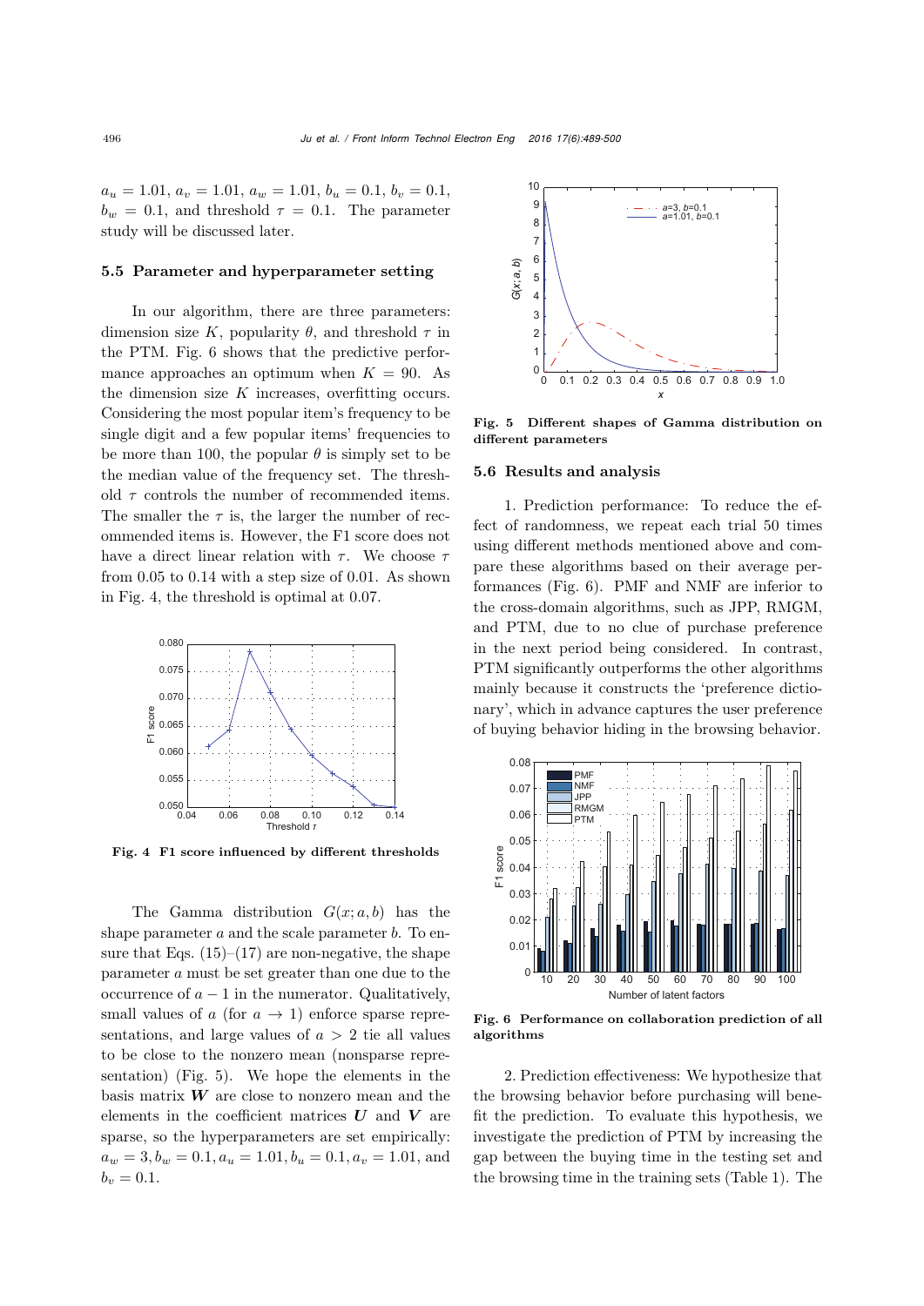$a_u = 1.01$, $a_v = 1.01$, $a_w = 1.01$, $b_u = 0.1$, $b_v = 0.1$, $b_w = 0.1$, and threshold $\tau = 0.1$. The parameter study will be discussed later.

### 5.5 Parameter and hyperparameter setting

In our algorithm, there are three parameters: dimension size $K$, popularity $\theta$, and threshold $\tau$ in the PTM. Fig. 6 shows that the predictive performance approaches an optimum when $K = 90$. As the dimension size $K$ increases, overfitting occurs. Considering the most popular item's frequency to be single digit and a few popular items' frequencies to be more than 100, the popular $\theta$ is simply set to be the median value of the frequency set. The threshold $\tau$ controls the number of recommended items. The smaller the $\tau$ is, the larger the number of recommended items is. However, the F1 score does not have a direct linear relation with $\tau$. We choose $\tau$ from 0.05 to 0.14 with a step size of 0.01. As shown in Fig. 4, the threshold is optimal at 0.07.

**Fig. 4 F1 score influenced by different thresholds**

The Gamma distribution $G(x; a, b)$ has the shape parameter $a$ and the scale parameter $b$. To ensure that Eqs. (15)–(17) are non-negative, the shape parameter $a$ must be set greater than one due to the occurrence of $a - 1$ in the numerator. Qualitatively, small values of $a$ (for $a \to 1$) enforce sparse representations, and large values of $a > 2$ tie all values to be close to the nonzero mean (nonsparse representation) (Fig. 5). We hope the elements in the basis matrix $\boldsymbol{W}$ are close to nonzero mean and the elements in the coefficient matrices $\boldsymbol{U}$ and $\boldsymbol{V}$ are sparse, so the hyperparameters are set empirically: $a_w = 3, b_w = 0.1, a_u = 1.01, b_u = 0.1, a_v = 1.01$, and $b_v = 0.1$.

**Fig. 5 Different shapes of Gamma distribution on different parameters**

### 5.6 Results and analysis

1. Prediction performance: To reduce the effect of randomness, we repeat each trial 50 times using different methods mentioned above and compare these algorithms based on their average performances (Fig. 6). PMF and NMF are inferior to the cross-domain algorithms, such as JPP, RMGM, and PTM, due to no clue of purchase preference in the next period being considered. In contrast, PTM significantly outperforms the other algorithms mainly because it constructs the 'preference dictionary', which in advance captures the user preference of buying behavior hiding in the browsing behavior.

**Fig. 6 Performance on collaboration prediction of all algorithms**

2. Prediction effectiveness: We hypothesize that the browsing behavior before purchasing will benefit the prediction. To evaluate this hypothesis, we investigate the prediction of PTM by increasing the gap between the buying time in the testing set and the browsing time in the training sets (Table 1). The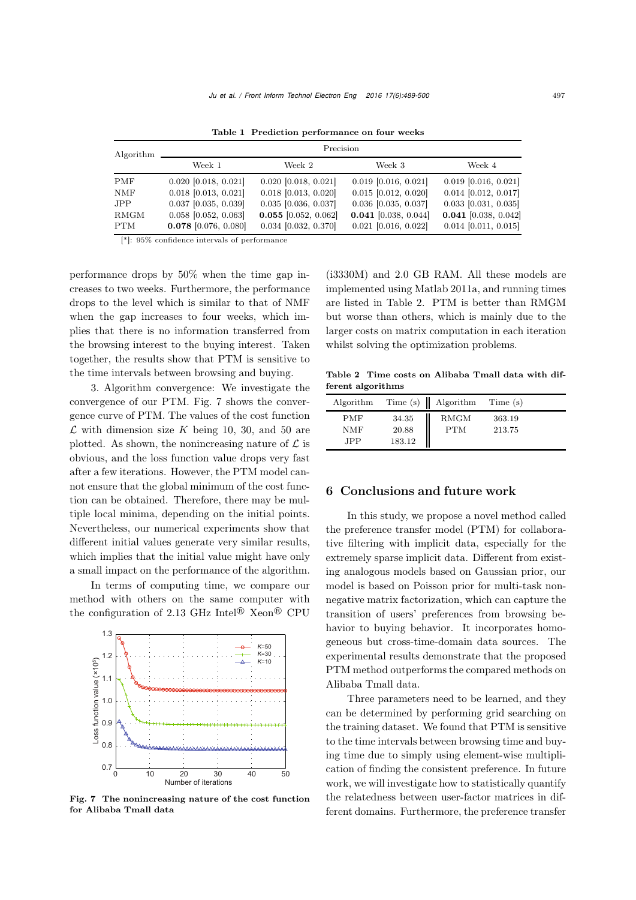Table 1 **Prediction performance on four weeks**

| Algorithm | Precision | | | |
|---|---|---|---|---|
| | Week 1 | Week 2 | Week 3 | Week 4 |
| PMF | 0.020 [0.018, 0.021] | 0.020 [0.018, 0.021] | 0.019 [0.016, 0.021] | 0.019 [0.016, 0.021] |
| NMF | 0.018 [0.013, 0.021] | 0.018 [0.013, 0.020] | 0.015 [0.012, 0.020] | 0.014 [0.012, 0.017] |
| JPP | 0.037 [0.035, 0.039] | 0.035 [0.036, 0.037] | 0.036 [0.035, 0.037] | 0.033 [0.031, 0.035] |
| RMGM | 0.058 [0.052, 0.063] | **0.055** [0.052, 0.062] | **0.041** [0.038, 0.044] | **0.041** [0.038, 0.042] |
| PTM | **0.078** [0.076, 0.080] | 0.034 [0.032, 0.370] | 0.021 [0.016, 0.022] | 0.014 [0.011, 0.015] |

[*]: 95% confidence intervals of performance

performance drops by 50% when the time gap increases to two weeks. Furthermore, the performance drops to the level which is similar to that of NMF when the gap increases to four weeks, which implies that there is no information transferred from the browsing interest to the buying interest. Taken together, the results show that PTM is sensitive to the time intervals between browsing and buying.

3. Algorithm convergence: We investigate the convergence of our PTM. Fig. 7 shows the convergence curve of PTM. The values of the cost function $\mathcal{L}$ with dimension size $K$ being 10, 30, and 50 are plotted. As shown, the nonincreasing nature of $\mathcal{L}$ is obvious, and the loss function value drops very fast after a few iterations. However, the PTM model cannot ensure that the global minimum of the cost function can be obtained. Therefore, there may be multiple local minima, depending on the initial points. Nevertheless, our numerical experiments show that different initial values generate very similar results, which implies that the initial value might have only a small impact on the performance of the algorithm.

In terms of computing time, we compare our method with others on the same computer with the configuration of 2.13 GHz Intel® Xeon® CPU (i3330M) and 2.0 GB RAM. All these models are implemented using Matlab 2011a, and running times are listed in Table 2. PTM is better than RMGM but worse than others, which is mainly due to the larger costs on matrix computation in each iteration whilst solving the optimization problems.

**Fig. 7 The nonincreasing nature of the cost function for Alibaba Tmall data**

**Table 2 Time costs on Alibaba Tmall data with different algorithms**

| Algorithm | Time (s) | Algorithm | Time (s) |
|---|---|---|---|
| PMF | 34.35 | RMGM | 363.19 |
| NMF | 20.88 | PTM | 213.75 |
| JPP | 183.12 | | |

## 6 Conclusions and future work

In this study, we propose a novel method called the preference transfer model (PTM) for collaborative filtering with implicit data, especially for the extremely sparse implicit data. Different from existing analogous models based on Gaussian prior, our model is based on Poisson prior for multi-task nonnegative matrix factorization, which can capture the transition of users' preferences from browsing behavior to buying behavior. It incorporates homogeneous but cross-time-domain data sources. The experimental results demonstrate that the proposed PTM method outperforms the compared methods on Alibaba Tmall data.

Three parameters need to be learned, and they can be determined by performing grid searching on the training dataset. We found that PTM is sensitive to the time intervals between browsing time and buying time due to simply using element-wise multiplication of finding the consistent preference. In future work, we will investigate how to statistically quantify the relatedness between user-factor matrices in different domains. Furthermore, the preference transfer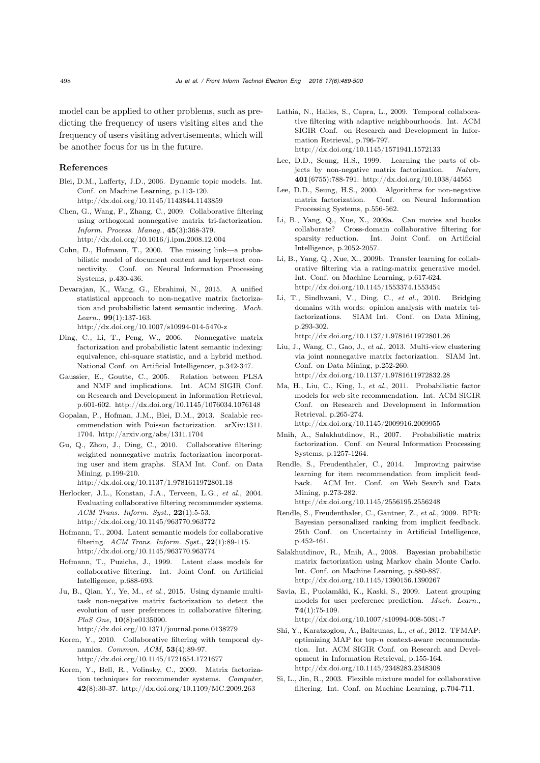model can be applied to other problems, such as predicting the frequency of users visiting sites and the frequency of users visiting advertisements, which will be another focus for us in the future.

## References

Blei, D.M., Lafferty, J.D., 2006. Dynamic topic models. Int. Conf. on Machine Learning, p.113-120. http://dx.doi.org/10.1145/1143844.1143859

Chen, G., Wang, F., Zhang, C., 2009. Collaborative filtering using orthogonal nonnegative matrix tri-factorization. *Inform. Process. Manag.*, **45**(3):368-379. http://dx.doi.org/10.1016/j.ipm.2008.12.004

Cohn, D., Hofmann, T., 2000. The missing link—a probabilistic model of document content and hypertext connectivity. Conf. on Neural Information Processing Systems, p.430-436.

Devarajan, K., Wang, G., Ebrahimi, N., 2015. A unified statistical approach to non-negative matrix factorization and probabilistic latent semantic indexing. *Mach. Learn.*, **99**(1):137-163. http://dx.doi.org/10.1007/s10994-014-5470-z

Ding, C., Li, T., Peng, W., 2006. Nonnegative matrix factorization and probabilistic latent semantic indexing: equivalence, chi-square statistic, and a hybrid method. National Conf. on Artificial Intelligencer, p.342-347.

Gaussier, E., Goutte, C., 2005. Relation between PLSA and NMF and implications. Int. ACM SIGIR Conf. on Research and Development in Information Retrieval, p.601-602. http://dx.doi.org/10.1145/1076034.1076148

Gopalan, P., Hofman, J.M., Blei, D.M., 2013. Scalable recommendation with Poisson factorization. arXiv:1311.1704. http://arxiv.org/abs/1311.1704

Gu, Q., Zhou, J., Ding, C., 2010. Collaborative filtering: weighted nonnegative matrix factorization incorporating user and item graphs. SIAM Int. Conf. on Data Mining, p.199-210. http://dx.doi.org/10.1137/1.9781611972801.18

Herlocker, J.L., Konstan, J.A., Terveen, L.G., *et al.*, 2004. Evaluating collaborative filtering recommender systems. *ACM Trans. Inform. Syst.*, **22**(1):5-53. http://dx.doi.org/10.1145/963770.963772

Hofmann, T., 2004. Latent semantic models for collaborative filtering. *ACM Trans. Inform. Syst.*, **22**(1):89-115. http://dx.doi.org/10.1145/963770.963774

Hofmann, T., Puzicha, J., 1999. Latent class models for collaborative filtering. Int. Joint Conf. on Artificial Intelligence, p.688-693.

Ju, B., Qian, Y., Ye, M., *et al.*, 2015. Using dynamic multi-task non-negative matrix factorization to detect the evolution of user preferences in collaborative filtering. *PloS One*, **10**(8):e0135090. http://dx.doi.org/10.1371/journal.pone.0138279

Koren, Y., 2010. Collaborative filtering with temporal dynamics. *Commun. ACM*, **53**(4):89-97. http://dx.doi.org/10.1145/1721654.1721677

Koren, Y., Bell, R., Volinsky, C., 2009. Matrix factorization techniques for recommender systems. *Computer*, **42**(8):30-37. http://dx.doi.org/10.1109/MC.2009.263

Lathia, N., Hailes, S., Capra, L., 2009. Temporal collaborative filtering with adaptive neighbourhoods. Int. ACM SIGIR Conf. on Research and Development in Information Retrieval, p.796-797. http://dx.doi.org/10.1145/1571941.1572133

Lee, D.D., Seung, H.S., 1999. Learning the parts of objects by non-negative matrix factorization. *Nature*, **401**(6755):788-791. http://dx.doi.org/10.1038/44565

Lee, D.D., Seung, H.S., 2000. Algorithms for non-negative matrix factorization. Conf. on Neural Information Processing Systems, p.556-562.

Li, B., Yang, Q., Xue, X., 2009a. Can movies and books collaborate? Cross-domain collaborative filtering for sparsity reduction. Int. Joint Conf. on Artificial Intelligence, p.2052-2057.

Li, B., Yang, Q., Xue, X., 2009b. Transfer learning for collaborative filtering via a rating-matrix generative model. Int. Conf. on Machine Learning, p.617-624. http://dx.doi.org/10.1145/1553374.1553454

Li, T., Sindhwani, V., Ding, C., *et al.*, 2010. Bridging domains with words: opinion analysis with matrix tri-factorizations. SIAM Int. Conf. on Data Mining, p.293-302. http://dx.doi.org/10.1137/1.9781611972801.26

Liu, J., Wang, C., Gao, J., *et al.*, 2013. Multi-view clustering via joint nonnegative matrix factorization. SIAM Int. Conf. on Data Mining, p.252-260. http://dx.doi.org/10.1137/1.9781611972832.28

Ma, H., Liu, C., King, I., *et al.*, 2011. Probabilistic factor models for web site recommendation. Int. ACM SIGIR Conf. on Research and Development in Information Retrieval, p.265-274. http://dx.doi.org/10.1145/2009916.2009955

Mnih, A., Salakhutdinov, R., 2007. Probabilistic matrix factorization. Conf. on Neural Information Processing Systems, p.1257-1264.

Rendle, S., Freudenthaler, C., 2014. Improving pairwise learning for item recommendation from implicit feedback. ACM Int. Conf. on Web Search and Data Mining, p.273-282. http://dx.doi.org/10.1145/2556195.2556248

Rendle, S., Freudenthaler, C., Gantner, Z., *et al.*, 2009. BPR: Bayesian personalized ranking from implicit feedback. 25th Conf. on Uncertainty in Artificial Intelligence, p.452-461.

Salakhutdinov, R., Mnih, A., 2008. Bayesian probabilistic matrix factorization using Markov chain Monte Carlo. Int. Conf. on Machine Learning, p.880-887. http://dx.doi.org/10.1145/1390156.1390267

Savia, E., Puolamäki, K., Kaski, S., 2009. Latent grouping models for user preference prediction. *Mach. Learn.*, **74**(1):75-109. http://dx.doi.org/10.1007/s10994-008-5081-7

Shi, Y., Karatzoglou, A., Baltrunas, L., *et al.*, 2012. TFMAP: optimizing MAP for top-$n$ context-aware recommendation. Int. ACM SIGIR Conf. on Research and Development in Information Retrieval, p.155-164. http://dx.doi.org/10.1145/2348283.2348308

Si, L., Jin, R., 2003. Flexible mixture model for collaborative filtering. Int. Conf. on Machine Learning, p.704-711.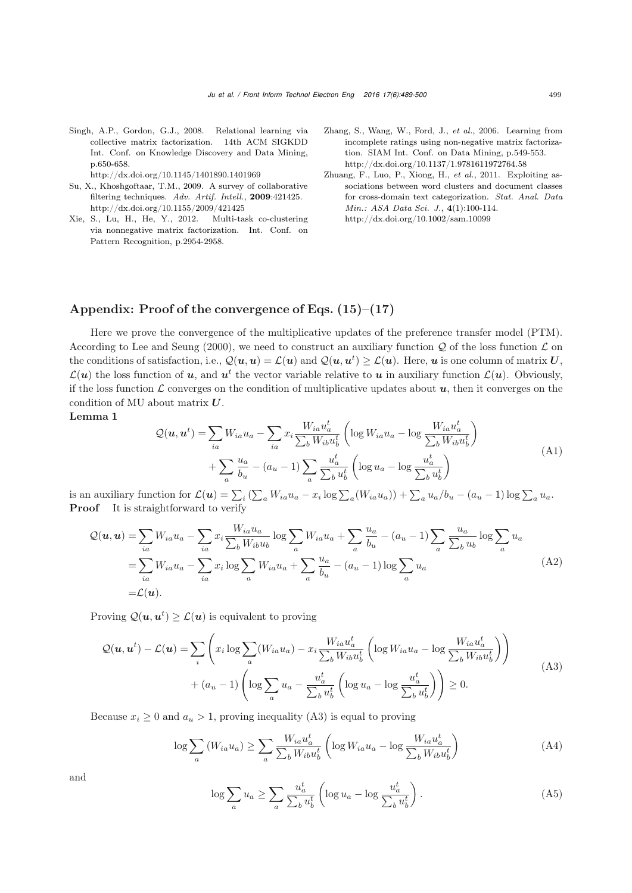Singh, A.P., Gordon, G.J., 2008. Relational learning via collective matrix factorization. 14th ACM SIGKDD Int. Conf. on Knowledge Discovery and Data Mining, p.650-658. http://dx.doi.org/10.1145/1401890.1401969

Su, X., Khoshgoftaar, T.M., 2009. A survey of collaborative filtering techniques. *Adv. Artif. Intell.*, **2009**:421425. http://dx.doi.org/10.1155/2009/421425

Xie, S., Lu, H., He, Y., 2012. Multi-task co-clustering via nonnegative matrix factorization. Int. Conf. on Pattern Recognition, p.2954-2958.

Zhang, S., Wang, W., Ford, J., *et al.*, 2006. Learning from incomplete ratings using non-negative matrix factorization. SIAM Int. Conf. on Data Mining, p.549-553. http://dx.doi.org/10.1137/1.9781611972764.58

Zhuang, F., Luo, P., Xiong, H., *et al.*, 2011. Exploiting associations between word clusters and document classes for cross-domain text categorization. *Stat. Anal. Data Min.: ASA Data Sci. J.*, **4**(1):100-114. http://dx.doi.org/10.1002/sam.10099

## Appendix: Proof of the convergence of Eqs. (15)–(17)

Here we prove the convergence of the multiplicative updates of the preference transfer model (PTM). According to Lee and Seung (2000), we need to construct an auxiliary function $\mathcal{Q}$ of the loss function $\mathcal{L}$ on the conditions of satisfaction, i.e., $\mathcal{Q}(\boldsymbol{u},\boldsymbol{u}) = \mathcal{L}(\boldsymbol{u})$ and $\mathcal{Q}(\boldsymbol{u},\boldsymbol{u}^t) \geq \mathcal{L}(\boldsymbol{u})$. Here, $\boldsymbol{u}$ is one column of matrix $\boldsymbol{U}$, $\mathcal{L}(\boldsymbol{u})$ the loss function of $\boldsymbol{u}$, and $\boldsymbol{u}^t$ the vector variable relative to $\boldsymbol{u}$ in auxiliary function $\mathcal{L}(\boldsymbol{u})$. Obviously, if the loss function $\mathcal{L}$ converges on the condition of multiplicative updates about $\boldsymbol{u}$, then it converges on the condition of MU about matrix $\boldsymbol{U}$.

**Lemma 1**

$$\begin{aligned}\mathcal{Q}(\boldsymbol{u},\boldsymbol{u}^t) = &\sum_{ia} W_{ia}u_a - \sum_{ia} x_i \frac{W_{ia}u_a^t}{\sum_b W_{ib}u_b^t}\left(\log W_{ia}u_a - \log\frac{W_{ia}u_a^t}{\sum_b W_{ib}u_b^t}\right)\\ &+\sum_a \frac{u_a}{b_u} - (a_u-1)\sum_a \frac{u_a^t}{\sum_b u_b^t}\left(\log u_a - \log\frac{u_a^t}{\sum_b u_b^t}\right)\end{aligned} \tag{A1}$$

is an auxiliary function for $\mathcal{L}(\boldsymbol{u}) = \sum_i \left(\sum_a W_{ia}u_a - x_i \log\sum_a (W_{ia}u_a)\right) + \sum_a u_a/b_u - (a_u-1)\log\sum_a u_a$.

**Proof** It is straightforward to verify

$$\begin{aligned}\mathcal{Q}(\boldsymbol{u},\boldsymbol{u}) &= \sum_{ia} W_{ia}u_a - \sum_{ia} x_i \frac{W_{ia}u_a}{\sum_b W_{ib}u_b}\log\sum_a W_{ia}u_a + \sum_a \frac{u_a}{b_u} - (a_u-1)\sum_a \frac{u_a}{\sum_b u_b}\log\sum_a u_a\\ &= \sum_{ia} W_{ia}u_a - \sum_{ia} x_i\log\sum_a W_{ia}u_a + \sum_a \frac{u_a}{b_u} - (a_u-1)\log\sum_a u_a\\ &= \mathcal{L}(\boldsymbol{u}).\end{aligned} \tag{A2}$$

Proving $\mathcal{Q}(\boldsymbol{u},\boldsymbol{u}^t) \geq \mathcal{L}(\boldsymbol{u})$ is equivalent to proving

$$\begin{aligned}\mathcal{Q}(\boldsymbol{u},\boldsymbol{u}^t) - \mathcal{L}(\boldsymbol{u}) = &\sum_i \left(x_i\log\sum_a (W_{ia}u_a) - x_i \frac{W_{ia}u_a^t}{\sum_b W_{ib}u_b^t}\left(\log W_{ia}u_a - \log\frac{W_{ia}u_a^t}{\sum_b W_{ib}u_b^t}\right)\right)\\ &+ (a_u-1)\left(\log\sum_a u_a - \frac{u_a^t}{\sum_b u_b^t}\left(\log u_a - \log\frac{u_a^t}{\sum_b u_b^t}\right)\right) \geq 0.\end{aligned} \tag{A3}$$

Because $x_i \geq 0$ and $a_u > 1$, proving inequality (A3) is equal to proving

$$\log\sum_a (W_{ia}u_a) \geq \sum_a \frac{W_{ia}u_a^t}{\sum_b W_{ib}u_b^t}\left(\log W_{ia}u_a - \log\frac{W_{ia}u_a^t}{\sum_b W_{ib}u_b^t}\right) \tag{A4}$$

and

$$\log\sum_a u_a \geq \sum_a \frac{u_a^t}{\sum_b u_b^t}\left(\log u_a - \log\frac{u_a^t}{\sum_b u_b^t}\right). \tag{A5}$$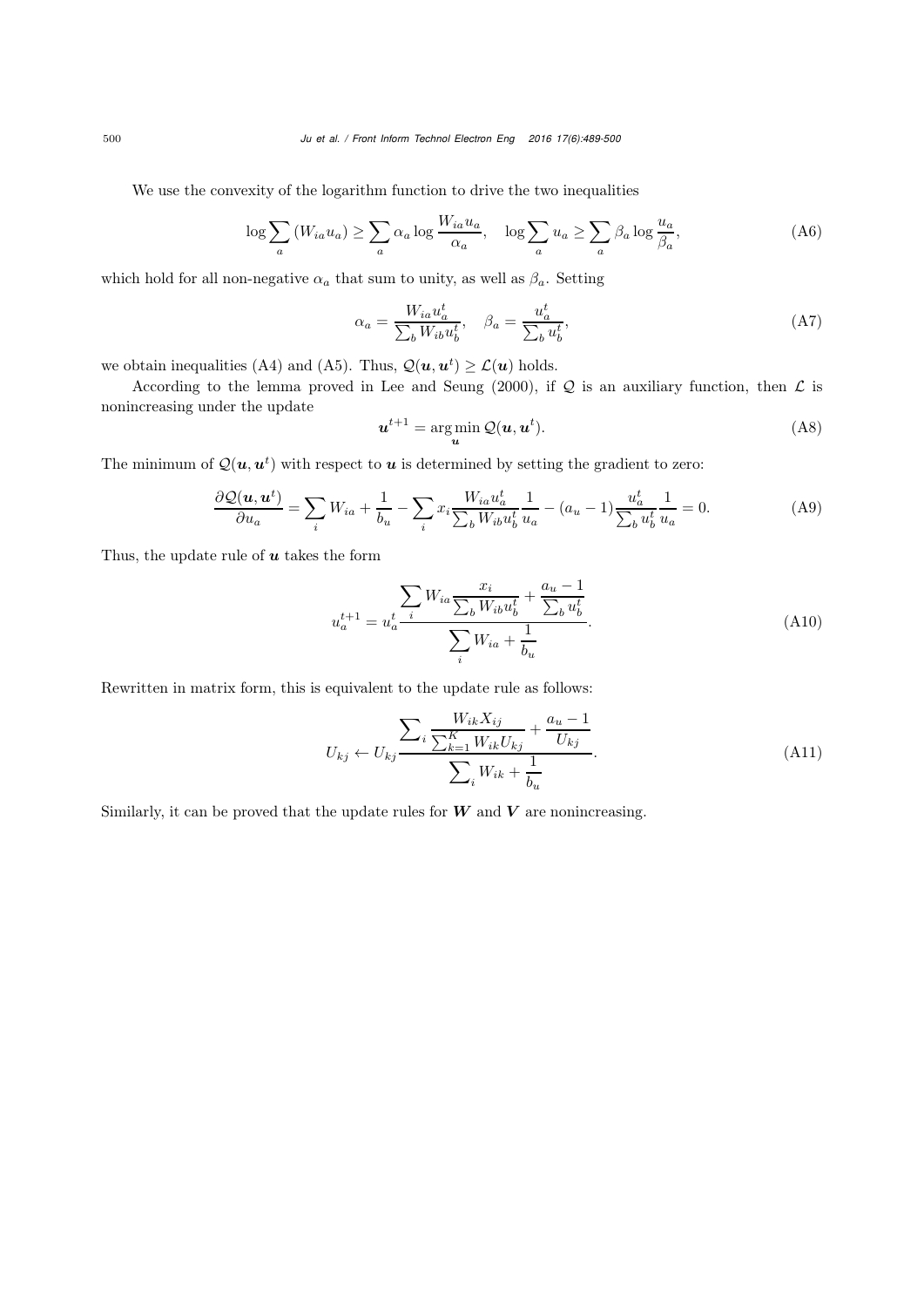We use the convexity of the logarithm function to drive the two inequalities

$$
\log \sum_a \left(W_{ia} u_a\right) \geq \sum_a \alpha_a \log \frac{W_{ia} u_a}{\alpha_a}, \quad \log \sum_a u_a \geq \sum_a \beta_a \log \frac{u_a}{\beta_a}, \tag{A6}
$$

which hold for all non-negative $\alpha_a$ that sum to unity, as well as $\beta_a$. Setting

$$
\alpha_a = \frac{W_{ia} u_a^t}{\sum_b W_{ib} u_b^t}, \quad \beta_a = \frac{u_a^t}{\sum_b u_b^t}, \tag{A7}
$$

we obtain inequalities (A4) and (A5). Thus, $\mathcal{Q}(\boldsymbol{u}, \boldsymbol{u}^t) \geq \mathcal{L}(\boldsymbol{u})$ holds.

According to the lemma proved in Lee and Seung (2000), if $\mathcal{Q}$ is an auxiliary function, then $\mathcal{L}$ is nonincreasing under the update

$$
\boldsymbol{u}^{t+1} = \underset{\boldsymbol{u}}{\arg\min}\, \mathcal{Q}(\boldsymbol{u}, \boldsymbol{u}^t). \tag{A8}
$$

The minimum of $\mathcal{Q}(\boldsymbol{u}, \boldsymbol{u}^t)$ with respect to $\boldsymbol{u}$ is determined by setting the gradient to zero:

$$
\frac{\partial \mathcal{Q}(\boldsymbol{u}, \boldsymbol{u}^t)}{\partial u_a} = \sum_i W_{ia} + \frac{1}{b_u} - \sum_i x_i \frac{W_{ia} u_a^t}{\sum_b W_{ib} u_b^t} \frac{1}{u_a} - (a_u - 1) \frac{u_a^t}{\sum_b u_b^t} \frac{1}{u_a} = 0. \tag{A9}
$$

Thus, the update rule of $\boldsymbol{u}$ takes the form

$$
u_a^{t+1} = u_a^t \frac{\displaystyle\sum_i W_{ia} \frac{x_i}{\sum_b W_{ib} u_b^t} + \frac{a_u - 1}{\sum_b u_b^t}}{\displaystyle\sum_i W_{ia} + \frac{1}{b_u}}. \tag{A10}
$$

Rewritten in matrix form, this is equivalent to the update rule as follows:

$$
U_{kj} \leftarrow U_{kj} \frac{\displaystyle\sum\nolimits_i \frac{W_{ik} X_{ij}}{\sum_{k=1}^K W_{ik} U_{kj}} + \frac{a_u - 1}{U_{kj}}}{\displaystyle\sum\nolimits_i W_{ik} + \frac{1}{b_u}}. \tag{A11}
$$

Similarly, it can be proved that the update rules for $\boldsymbol{W}$ and $\boldsymbol{V}$ are nonincreasing.